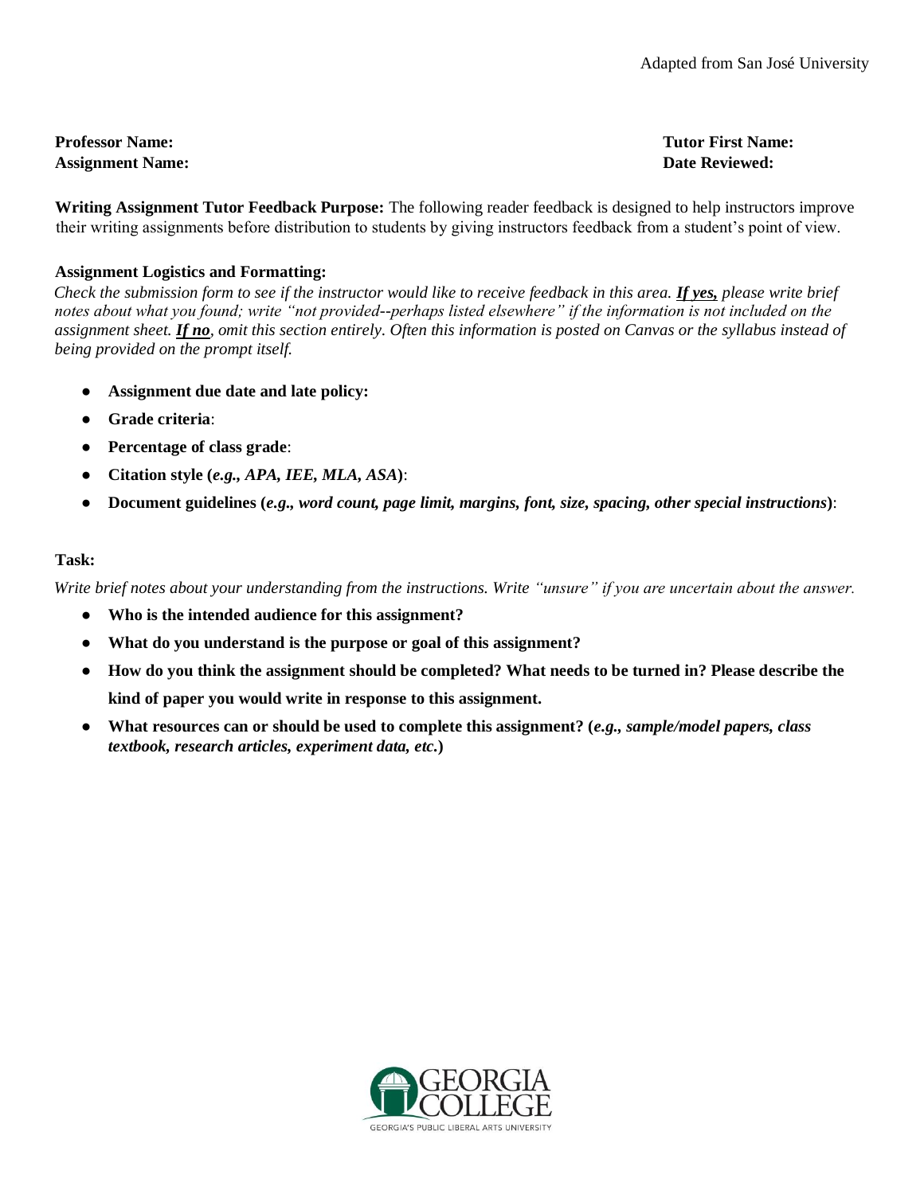Adapted from San José University

**Professor Name:**
**Assignment Name:**

**Tutor First Name:**
**Date Reviewed:**

**Writing Assignment Tutor Feedback Purpose:** The following reader feedback is designed to help instructors improve their writing assignments before distribution to students by giving instructors feedback from a student's point of view.

**Assignment Logistics and Formatting:**

*Check the submission form to see if the instructor would like to receive feedback in this area. **If yes,** please write brief notes about what you found; write "not provided--perhaps listed elsewhere" if the information is not included on the assignment sheet. **If no**, omit this section entirely. Often this information is posted on Canvas or the syllabus instead of being provided on the prompt itself.*

- **Assignment due date and late policy:**
- **Grade criteria**:
- **Percentage of class grade**:
- **Citation style (*e.g., APA, IEE, MLA, ASA*)**:
- **Document guidelines (*e.g., word count, page limit, margins, font, size, spacing, other special instructions*)**:

**Task:**

*Write brief notes about your understanding from the instructions. Write "unsure" if you are uncertain about the answer.*

- **Who is the intended audience for this assignment?**
- **What do you understand is the purpose or goal of this assignment?**
- **How do you think the assignment should be completed? What needs to be turned in? Please describe the kind of paper you would write in response to this assignment.**
- **What resources can or should be used to complete this assignment? (*e.g., sample/model papers, class textbook, research articles, experiment data, etc.*)**

GEORGIA COLLEGE
GEORGIA'S PUBLIC LIBERAL ARTS UNIVERSITY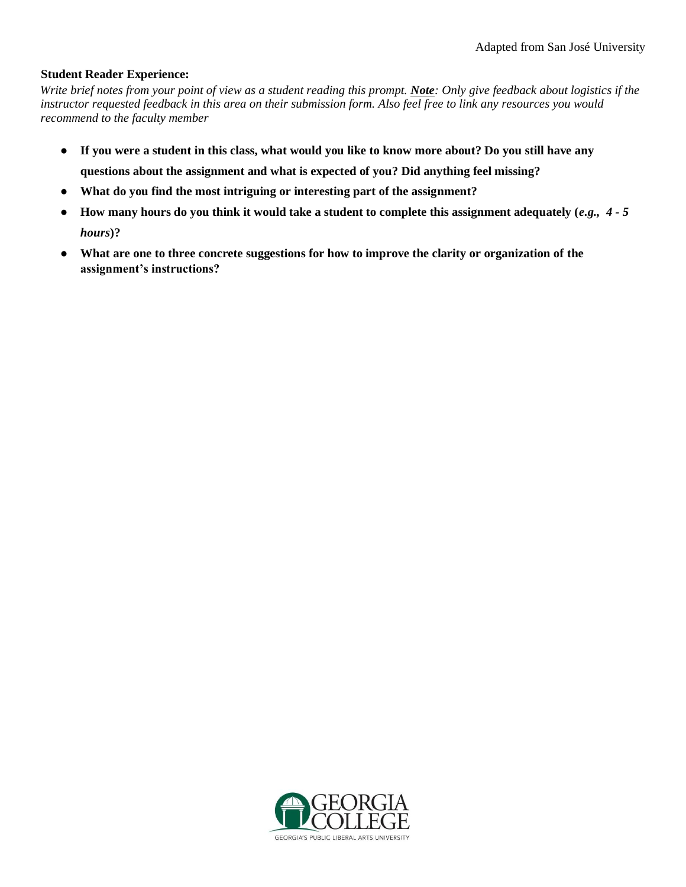Adapted from San José University

**Student Reader Experience:**

*Write brief notes from your point of view as a student reading this prompt. **Note**: Only give feedback about logistics if the instructor requested feedback in this area on their submission form. Also feel free to link any resources you would recommend to the faculty member*

- **If you were a student in this class, what would you like to know more about? Do you still have any questions about the assignment and what is expected of you? Did anything feel missing?**
- **What do you find the most intriguing or interesting part of the assignment?**
- **How many hours do you think it would take a student to complete this assignment adequately (*e.g., 4 - 5 hours*)?**
- **What are one to three concrete suggestions for how to improve the clarity or organization of the assignment's instructions?**

GEORGIA COLLEGE

GEORGIA'S PUBLIC LIBERAL ARTS UNIVERSITY